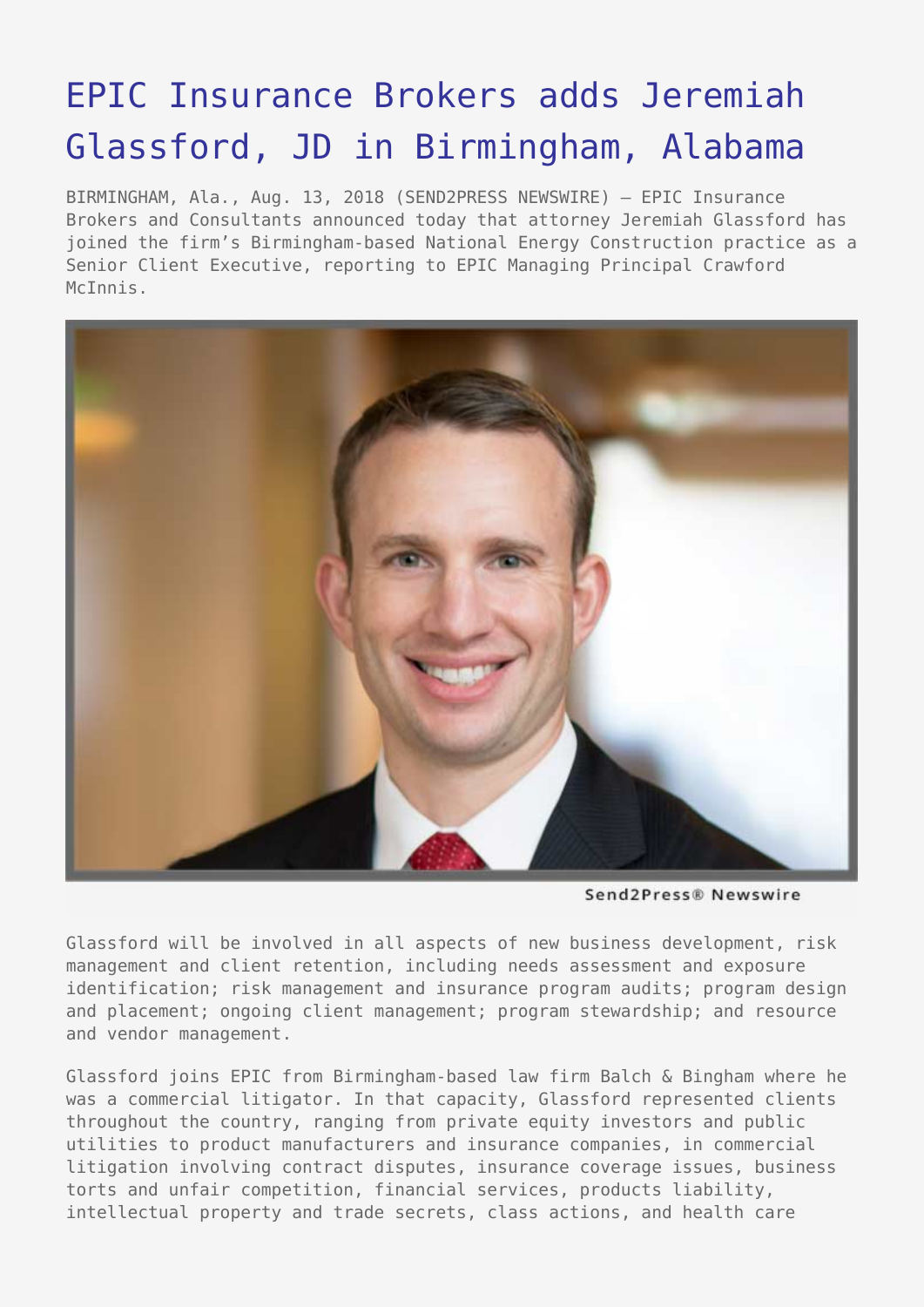# EPIC Insurance Brokers adds Jeremiah Glassford, JD in Birmingham, Alabama

BIRMINGHAM, Ala., Aug. 13, 2018 (SEND2PRESS NEWSWIRE) — EPIC Insurance Brokers and Consultants announced today that attorney Jeremiah Glassford has joined the firm's Birmingham-based National Energy Construction practice as a Senior Client Executive, reporting to EPIC Managing Principal Crawford McInnis.

Send2Press® Newswire

Glassford will be involved in all aspects of new business development, risk management and client retention, including needs assessment and exposure identification; risk management and insurance program audits; program design and placement; ongoing client management; program stewardship; and resource and vendor management.

Glassford joins EPIC from Birmingham-based law firm Balch & Bingham where he was a commercial litigator. In that capacity, Glassford represented clients throughout the country, ranging from private equity investors and public utilities to product manufacturers and insurance companies, in commercial litigation involving contract disputes, insurance coverage issues, business torts and unfair competition, financial services, products liability, intellectual property and trade secrets, class actions, and health care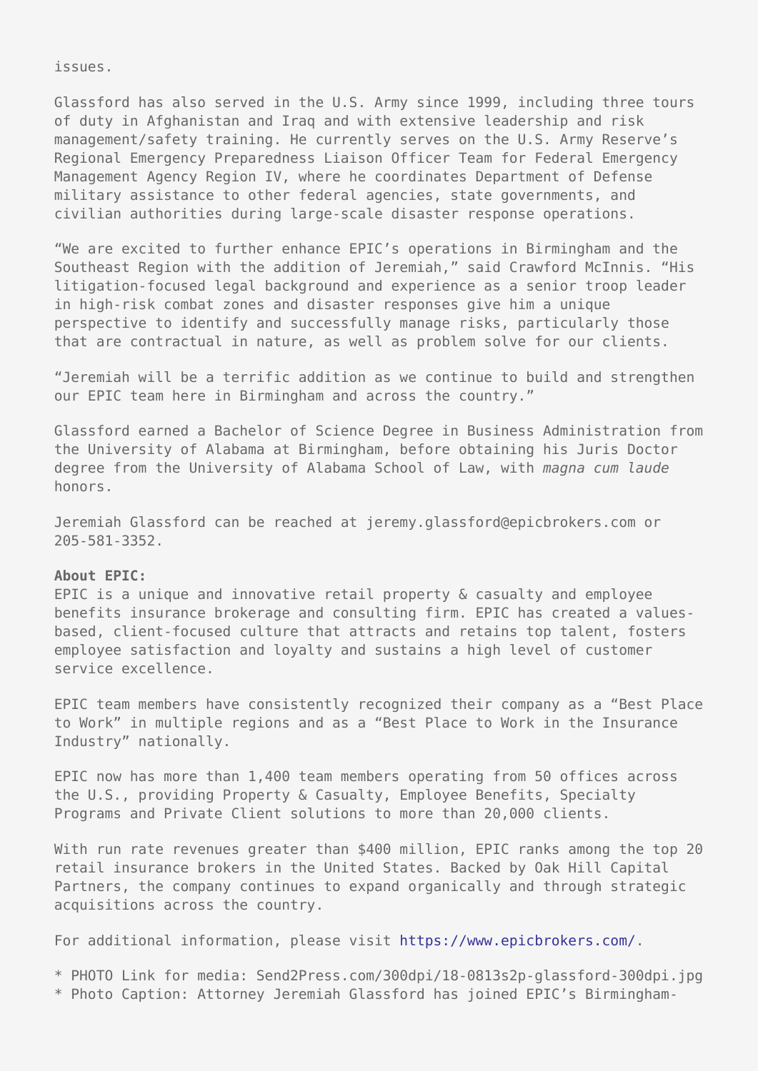issues.

Glassford has also served in the U.S. Army since 1999, including three tours of duty in Afghanistan and Iraq and with extensive leadership and risk management/safety training. He currently serves on the U.S. Army Reserve's Regional Emergency Preparedness Liaison Officer Team for Federal Emergency Management Agency Region IV, where he coordinates Department of Defense military assistance to other federal agencies, state governments, and civilian authorities during large-scale disaster response operations.

"We are excited to further enhance EPIC's operations in Birmingham and the Southeast Region with the addition of Jeremiah," said Crawford McInnis. "His litigation-focused legal background and experience as a senior troop leader in high-risk combat zones and disaster responses give him a unique perspective to identify and successfully manage risks, particularly those that are contractual in nature, as well as problem solve for our clients.

"Jeremiah will be a terrific addition as we continue to build and strengthen our EPIC team here in Birmingham and across the country."

Glassford earned a Bachelor of Science Degree in Business Administration from the University of Alabama at Birmingham, before obtaining his Juris Doctor degree from the University of Alabama School of Law, with *magna cum laude* honors.

Jeremiah Glassford can be reached at jeremy.glassford@epicbrokers.com or 205-581-3352.

**About EPIC:**
EPIC is a unique and innovative retail property & casualty and employee benefits insurance brokerage and consulting firm. EPIC has created a values-based, client-focused culture that attracts and retains top talent, fosters employee satisfaction and loyalty and sustains a high level of customer service excellence.

EPIC team members have consistently recognized their company as a "Best Place to Work" in multiple regions and as a "Best Place to Work in the Insurance Industry" nationally.

EPIC now has more than 1,400 team members operating from 50 offices across the U.S., providing Property & Casualty, Employee Benefits, Specialty Programs and Private Client solutions to more than 20,000 clients.

With run rate revenues greater than $400 million, EPIC ranks among the top 20 retail insurance brokers in the United States. Backed by Oak Hill Capital Partners, the company continues to expand organically and through strategic acquisitions across the country.

For additional information, please visit https://www.epicbrokers.com/.

* PHOTO Link for media: Send2Press.com/300dpi/18-0813s2p-glassford-300dpi.jpg
* Photo Caption: Attorney Jeremiah Glassford has joined EPIC's Birmingham-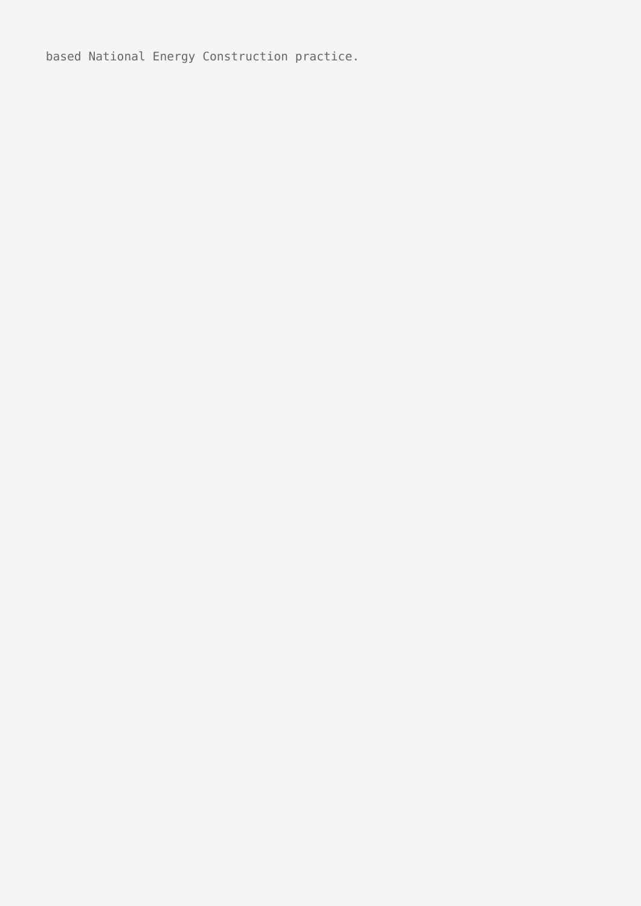based National Energy Construction practice.